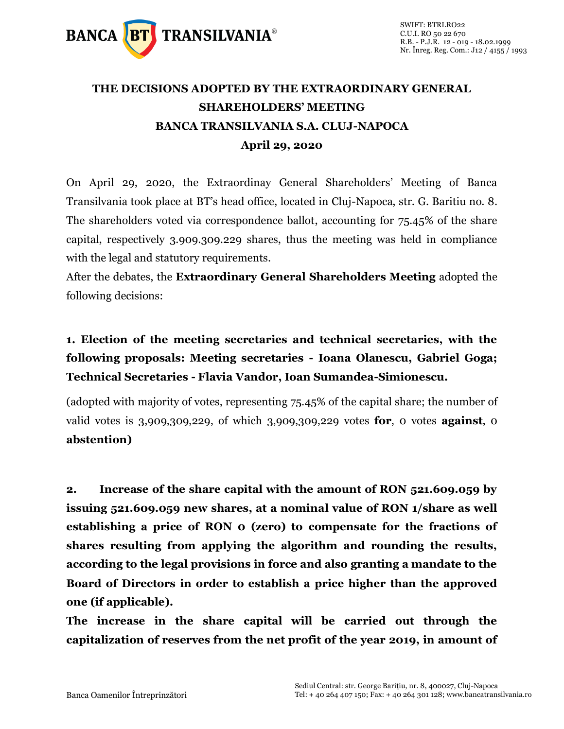# THE DECISIONS ADOPTED BY THE EXTRAORDINARY GENERAL SHAREHOLDERS' MEETING BANCA TRANSILVANIA S.A. CLUJ-NAPOCA

## April 29, 2020

On April 29, 2020, the Extraordinay General Shareholders' Meeting of Banca Transilvania took place at BT's head office, located in Cluj-Napoca, str. G. Baritiu no. 8. The shareholders voted via correspondence ballot, accounting for 75.45% of the share capital, respectively 3.909.309.229 shares, thus the meeting was held in compliance with the legal and statutory requirements.

After the debates, the **Extraordinary General Shareholders Meeting** adopted the following decisions:

**1. Election of the meeting secretaries and technical secretaries, with the following proposals: Meeting secretaries - Ioana Olanescu, Gabriel Goga; Technical Secretaries - Flavia Vandor, Ioan Sumandea-Simionescu.**

(adopted with majority of votes, representing 75.45% of the capital share; the number of valid votes is 3,909,309,229, of which 3,909,309,229 votes **for**, 0 votes **against**, 0 **abstention)**

**2. Increase of the share capital with the amount of RON 521.609.059 by issuing 521.609.059 new shares, at a nominal value of RON 1/share as well establishing a price of RON 0 (zero) to compensate for the fractions of shares resulting from applying the algorithm and rounding the results, according to the legal provisions in force and also granting a mandate to the Board of Directors in order to establish a price higher than the approved one (if applicable).**

**The increase in the share capital will be carried out through the capitalization of reserves from the net profit of the year 2019, in amount of**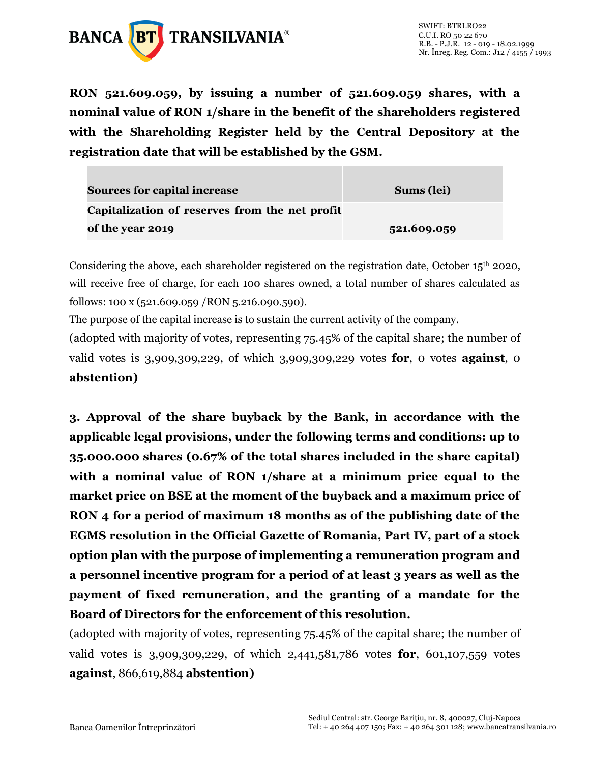**RON 521.609.059, by issuing a number of 521.609.059 shares, with a nominal value of RON 1/share in the benefit of the shareholders registered with the Shareholding Register held by the Central Depository at the registration date that will be established by the GSM.**

| **Sources for capital increase** | **Sums (lei)** |
|---|---|
| **Capitalization of reserves from the net profit of the year 2019** | **521.609.059** |

Considering the above, each shareholder registered on the registration date, October 15th 2020, will receive free of charge, for each 100 shares owned, a total number of shares calculated as follows: 100 x (521.609.059 /RON 5.216.090.590).

The purpose of the capital increase is to sustain the current activity of the company.

(adopted with majority of votes, representing 75.45% of the capital share; the number of valid votes is 3,909,309,229, of which 3,909,309,229 votes **for**, 0 votes **against**, 0 **abstention)**

**3. Approval of the share buyback by the Bank, in accordance with the applicable legal provisions, under the following terms and conditions: up to 35.000.000 shares (0.67% of the total shares included in the share capital) with a nominal value of RON 1/share at a minimum price equal to the market price on BSE at the moment of the buyback and a maximum price of RON 4 for a period of maximum 18 months as of the publishing date of the EGMS resolution in the Official Gazette of Romania, Part IV, part of a stock option plan with the purpose of implementing a remuneration program and a personnel incentive program for a period of at least 3 years as well as the payment of fixed remuneration, and the granting of a mandate for the Board of Directors for the enforcement of this resolution.**

(adopted with majority of votes, representing 75.45% of the capital share; the number of valid votes is 3,909,309,229, of which 2,441,581,786 votes **for**, 601,107,559 votes **against**, 866,619,884 **abstention)**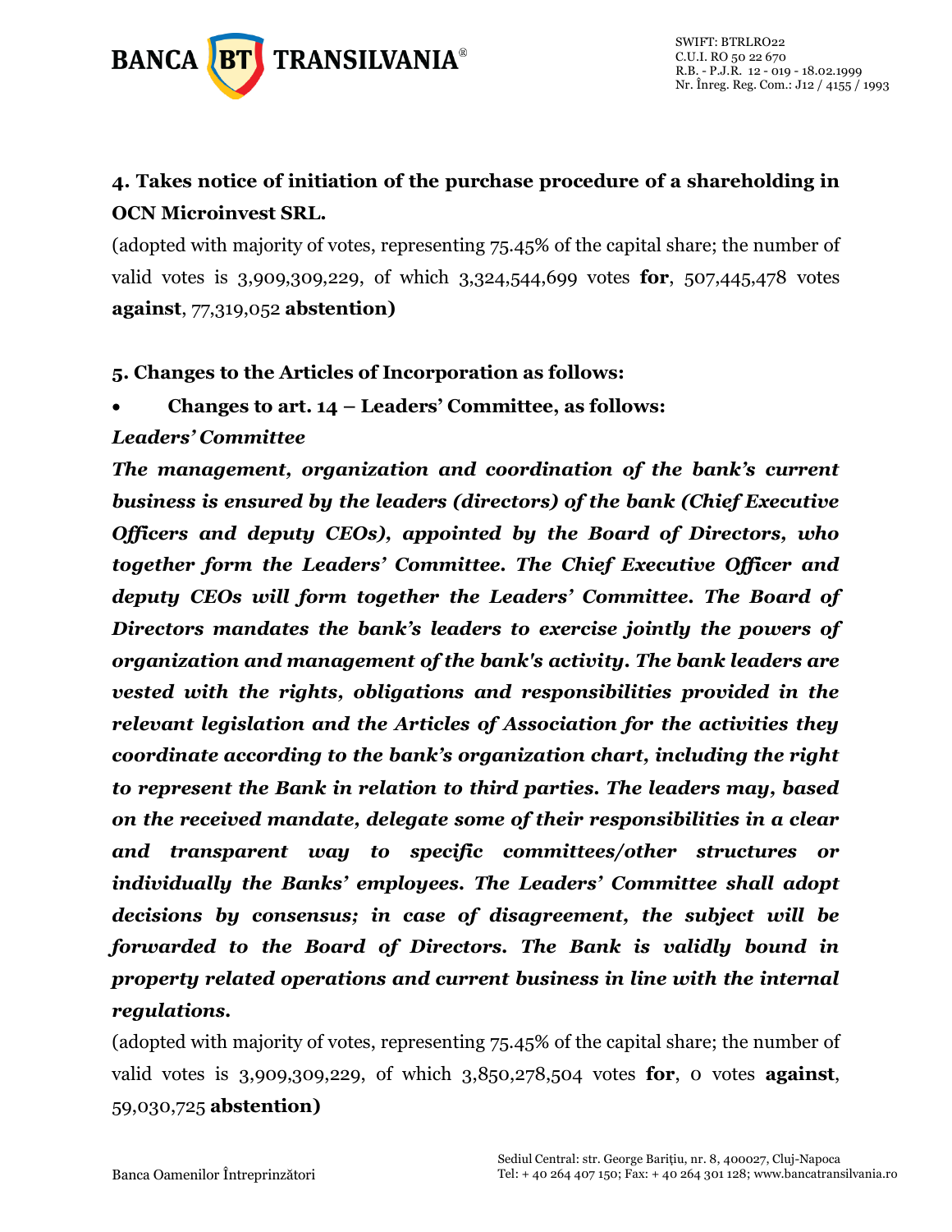**4. Takes notice of initiation of the purchase procedure of a shareholding in OCN Microinvest SRL.**

(adopted with majority of votes, representing 75.45% of the capital share; the number of valid votes is 3,909,309,229, of which 3,324,544,699 votes **for**, 507,445,478 votes **against**, 77,319,052 **abstention)**

**5. Changes to the Articles of Incorporation as follows:**

- **Changes to art. 14 – Leaders' Committee, as follows:**

***Leaders' Committee***

***The management, organization and coordination of the bank's current business is ensured by the leaders (directors) of the bank (Chief Executive Officers and deputy CEOs), appointed by the Board of Directors, who together form the Leaders' Committee. The Chief Executive Officer and deputy CEOs will form together the Leaders' Committee. The Board of Directors mandates the bank's leaders to exercise jointly the powers of organization and management of the bank's activity. The bank leaders are vested with the rights, obligations and responsibilities provided in the relevant legislation and the Articles of Association for the activities they coordinate according to the bank's organization chart, including the right to represent the Bank in relation to third parties. The leaders may, based on the received mandate, delegate some of their responsibilities in a clear and transparent way to specific committees/other structures or individually the Banks' employees. The Leaders' Committee shall adopt decisions by consensus; in case of disagreement, the subject will be forwarded to the Board of Directors. The Bank is validly bound in property related operations and current business in line with the internal regulations.***

(adopted with majority of votes, representing 75.45% of the capital share; the number of valid votes is 3,909,309,229, of which 3,850,278,504 votes **for**, 0 votes **against**, 59,030,725 **abstention)**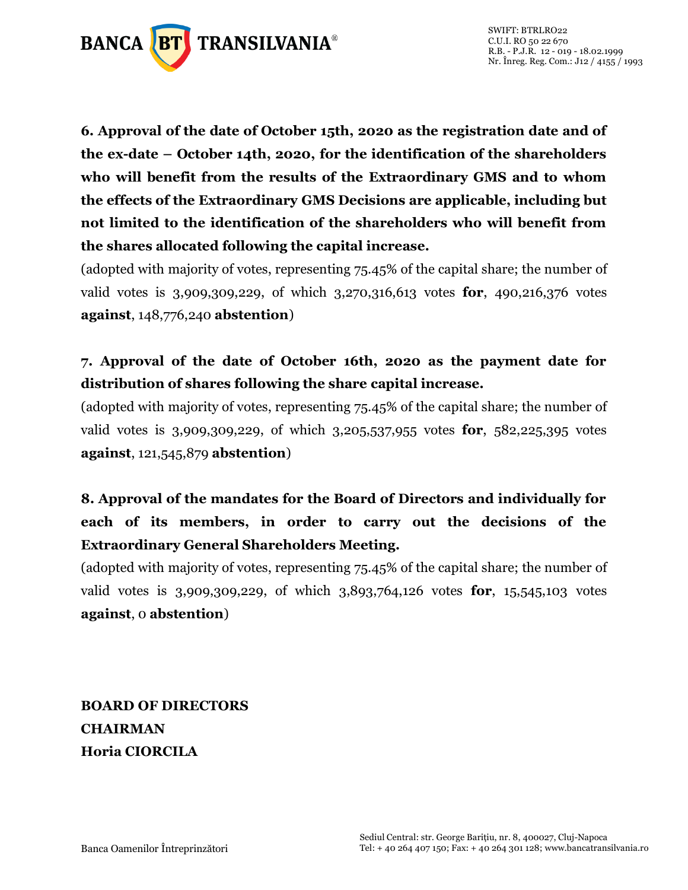**6. Approval of the date of October 15th, 2020 as the registration date and of the ex-date – October 14th, 2020, for the identification of the shareholders who will benefit from the results of the Extraordinary GMS and to whom the effects of the Extraordinary GMS Decisions are applicable, including but not limited to the identification of the shareholders who will benefit from the shares allocated following the capital increase.**

(adopted with majority of votes, representing 75.45% of the capital share; the number of valid votes is 3,909,309,229, of which 3,270,316,613 votes **for**, 490,216,376 votes **against**, 148,776,240 **abstention**)

**7. Approval of the date of October 16th, 2020 as the payment date for distribution of shares following the share capital increase.**

(adopted with majority of votes, representing 75.45% of the capital share; the number of valid votes is 3,909,309,229, of which 3,205,537,955 votes **for**, 582,225,395 votes **against**, 121,545,879 **abstention**)

**8. Approval of the mandates for the Board of Directors and individually for each of its members, in order to carry out the decisions of the Extraordinary General Shareholders Meeting.**

(adopted with majority of votes, representing 75.45% of the capital share; the number of valid votes is 3,909,309,229, of which 3,893,764,126 votes **for**, 15,545,103 votes **against**, 0 **abstention**)

**BOARD OF DIRECTORS**
**CHAIRMAN**
**Horia CIORCILA**